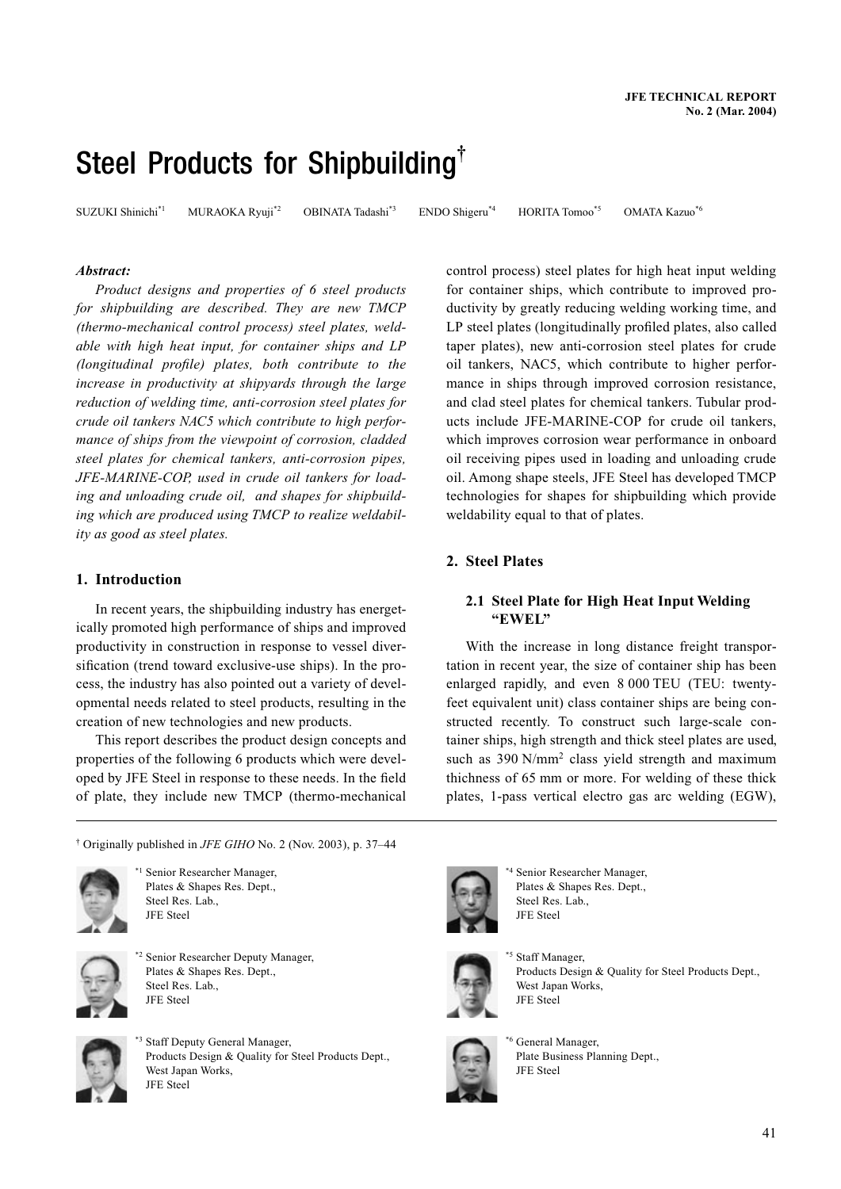# Steel Products for Shipbuilding†

SUZUKI Shinichi[*1] MURAOKA Ryuji[*2] OBINATA Tadashi[*3] ENDO Shigeru[*4] HORITA Tomoo[*5] OMATA Kazuo[*6]

***Abstract:***

*Product designs and properties of 6 steel products for shipbuilding are described. They are new TMCP (thermo-mechanical control process) steel plates, weldable with high heat input, for container ships and LP (longitudinal profile) plates, both contribute to the increase in productivity at shipyards through the large reduction of welding time, anti-corrosion steel plates for crude oil tankers NAC5 which contribute to high performance of ships from the viewpoint of corrosion, cladded steel plates for chemical tankers, anti-corrosion pipes, JFE-MARINE-COP, used in crude oil tankers for loading and unloading crude oil, and shapes for shipbuilding which are produced using TMCP to realize weldability as good as steel plates.*

## 1. Introduction

In recent years, the shipbuilding industry has energetically promoted high performance of ships and improved productivity in construction in response to vessel diversification (trend toward exclusive-use ships). In the process, the industry has also pointed out a variety of developmental needs related to steel products, resulting in the creation of new technologies and new products.

This report describes the product design concepts and properties of the following 6 products which were developed by JFE Steel in response to these needs. In the field of plate, they include new TMCP (thermo-mechanical control process) steel plates for high heat input welding for container ships, which contribute to improved productivity by greatly reducing welding working time, and LP steel plates (longitudinally profiled plates, also called taper plates), new anti-corrosion steel plates for crude oil tankers, NAC5, which contribute to higher performance in ships through improved corrosion resistance, and clad steel plates for chemical tankers. Tubular products include JFE-MARINE-COP for crude oil tankers, which improves corrosion wear performance in onboard oil receiving pipes used in loading and unloading crude oil. Among shape steels, JFE Steel has developed TMCP technologies for shapes for shipbuilding which provide weldability equal to that of plates.

## 2. Steel Plates

### 2.1 Steel Plate for High Heat Input Welding "EWEL"

With the increase in long distance freight transportation in recent year, the size of container ship has been enlarged rapidly, and even 8 000 TEU (TEU: twenty-feet equivalent unit) class container ships are being constructed recently. To construct such large-scale container ships, high strength and thick steel plates are used, such as 390 N/mm$^2$ class yield strength and maximum thichness of 65 mm or more. For welding of these thick plates, 1-pass vertical electro gas arc welding (EGW),

† Originally published in *JFE GIHO* No. 2 (Nov. 2003), p. 37–44

[*1] Senior Researcher Manager, Plates & Shapes Res. Dept., Steel Res. Lab., JFE Steel

[*2] Senior Researcher Deputy Manager, Plates & Shapes Res. Dept., Steel Res. Lab., JFE Steel

[*3] Staff Deputy General Manager, Products Design & Quality for Steel Products Dept., West Japan Works, JFE Steel

[*4] Senior Researcher Manager, Plates & Shapes Res. Dept., Steel Res. Lab., JFE Steel

[*5] Staff Manager, Products Design & Quality for Steel Products Dept., West Japan Works, JFE Steel

[*6] General Manager, Plate Business Planning Dept., JFE Steel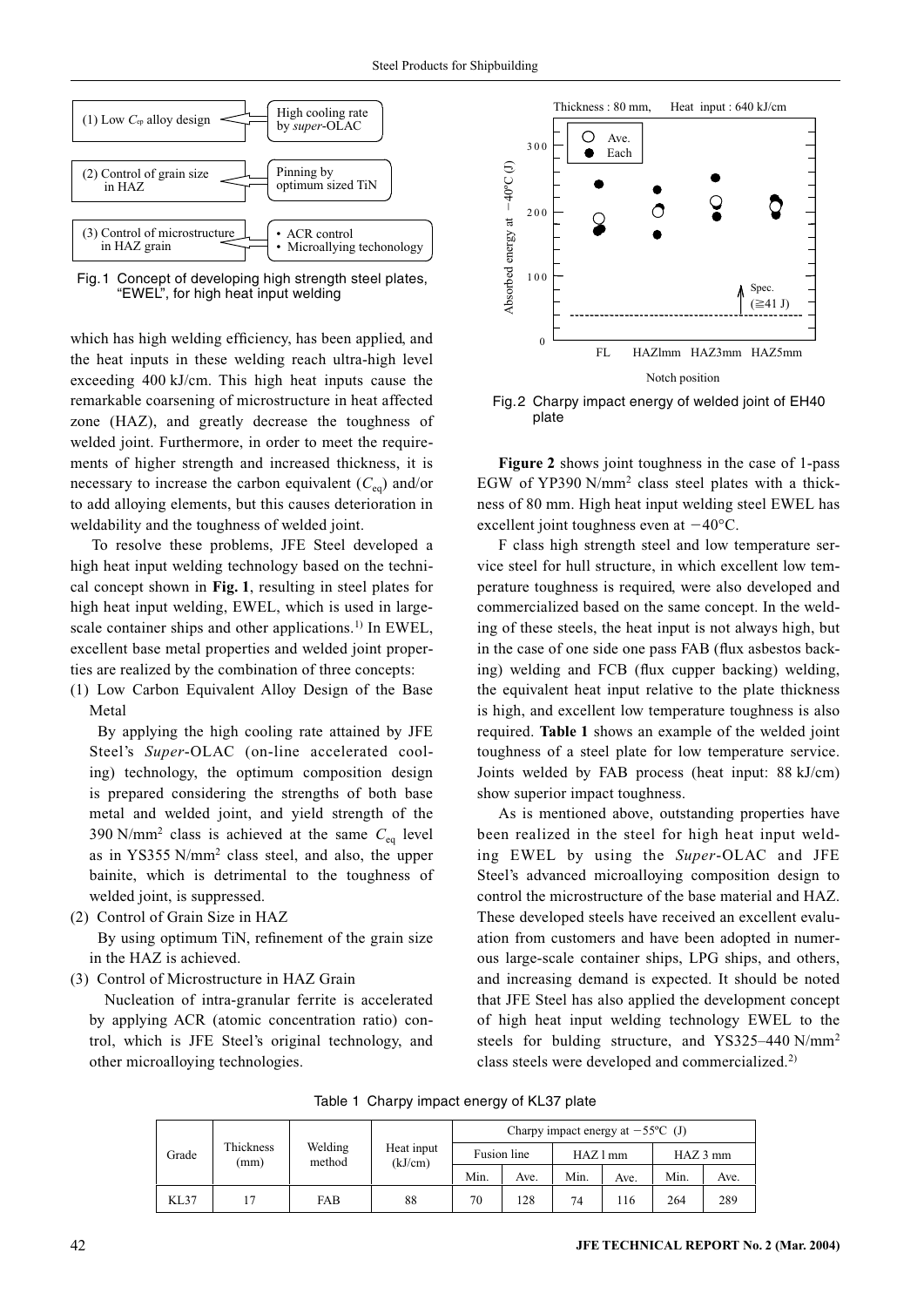Fig. 1 Concept of developing high strength steel plates, "EWEL", for high heat input welding

which has high welding efficiency, has been applied, and the heat inputs in these welding reach ultra-high level exceeding 400 kJ/cm. This high heat inputs cause the remarkable coarsening of microstructure in heat affected zone (HAZ), and greatly decrease the toughness of welded joint. Furthermore, in order to meet the requirements of higher strength and increased thickness, it is necessary to increase the carbon equivalent ($C_{eq}$) and/or to add alloying elements, but this causes deterioration in weldability and the toughness of welded joint.

To resolve these problems, JFE Steel developed a high heat input welding technology based on the technical concept shown in **Fig. 1**, resulting in steel plates for high heat input welding, EWEL, which is used in large-scale container ships and other applications.[1] In EWEL, excellent base metal properties and welded joint properties are realized by the combination of three concepts:

(1) Low Carbon Equivalent Alloy Design of the Base Metal

By applying the high cooling rate attained by JFE Steel's *Super*-OLAC (on-line accelerated cooling) technology, the optimum composition design is prepared considering the strengths of both base metal and welded joint, and yield strength of the 390 N/mm$^2$ class is achieved at the same $C_{eq}$ level as in YS355 N/mm$^2$ class steel, and also, the upper bainite, which is detrimental to the toughness of welded joint, is suppressed.

(2) Control of Grain Size in HAZ

By using optimum TiN, refinement of the grain size in the HAZ is achieved.

(3) Control of Microstructure in HAZ Grain

Nucleation of intra-granular ferrite is accelerated by applying ACR (atomic concentration ratio) control, which is JFE Steel's original technology, and other microalloying technologies.

Fig. 2 Charpy impact energy of welded joint of EH40 plate

**Figure 2** shows joint toughness in the case of 1-pass EGW of YP390 N/mm$^2$ class steel plates with a thickness of 80 mm. High heat input welding steel EWEL has excellent joint toughness even at −40°C.

F class high strength steel and low temperature service steel for hull structure, in which excellent low temperature toughness is required, were also developed and commercialized based on the same concept. In the welding of these steels, the heat input is not always high, but in the case of one side one pass FAB (flux asbestos backing) welding and FCB (flux cupper backing) welding, the equivalent heat input relative to the plate thickness is high, and excellent low temperature toughness is also required. **Table 1** shows an example of the welded joint toughness of a steel plate for low temperature service. Joints welded by FAB process (heat input: 88 kJ/cm) show superior impact toughness.

As is mentioned above, outstanding properties have been realized in the steel for high heat input welding EWEL by using the *Super*-OLAC and JFE Steel's advanced microalloying composition design to control the microstructure of the base material and HAZ. These developed steels have received an excellent evaluation from customers and have been adopted in numerous large-scale container ships, LPG ships, and others, and increasing demand is expected. It should be noted that JFE Steel has also applied the development concept of high heat input welding technology EWEL to the steels for bulding structure, and YS325–440 N/mm$^2$ class steels were developed and commercialized.[2]

Table 1 Charpy impact energy of KL37 plate

| Grade | Thickness (mm) | Welding method | Heat input (kJ/cm) | Charpy impact energy at −55°C (J) | | | | | |
|---|---|---|---|---|---|---|---|---|---|
| | | | | Fusion line | | HAZ 1 mm | | HAZ 3 mm | |
| | | | | Min. | Ave. | Min. | Ave. | Min. | Ave. |
| KL37 | 17 | FAB | 88 | 70 | 128 | 74 | 116 | 264 | 289 |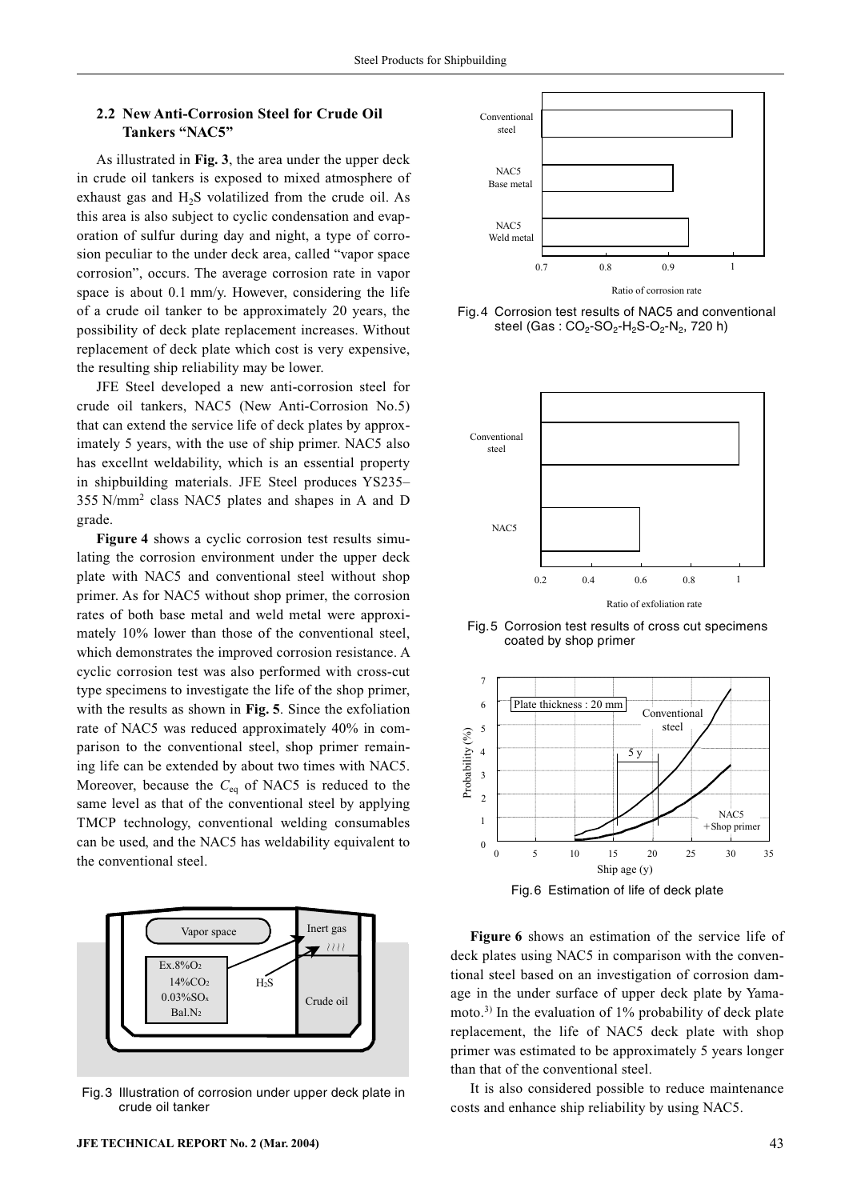### 2.2 New Anti-Corrosion Steel for Crude Oil Tankers "NAC5"

As illustrated in **Fig. 3**, the area under the upper deck in crude oil tankers is exposed to mixed atmosphere of exhaust gas and $H_2S$ volatilized from the crude oil. As this area is also subject to cyclic condensation and evaporation of sulfur during day and night, a type of corrosion peculiar to the under deck area, called "vapor space corrosion", occurs. The average corrosion rate in vapor space is about 0.1 mm/y. However, considering the life of a crude oil tanker to be approximately 20 years, the possibility of deck plate replacement increases. Without replacement of deck plate which cost is very expensive, the resulting ship reliability may be lower.

JFE Steel developed a new anti-corrosion steel for crude oil tankers, NAC5 (New Anti-Corrosion No.5) that can extend the service life of deck plates by approximately 5 years, with the use of ship primer. NAC5 also has excellnt weldability, which is an essential property in shipbuilding materials. JFE Steel produces YS235–355 $N/mm^2$ class NAC5 plates and shapes in A and D grade.

**Figure 4** shows a cyclic corrosion test results simulating the corrosion environment under the upper deck plate with NAC5 and conventional steel without shop primer. As for NAC5 without shop primer, the corrosion rates of both base metal and weld metal were approximately 10% lower than those of the conventional steel, which demonstrates the improved corrosion resistance. A cyclic corrosion test was also performed with cross-cut type specimens to investigate the life of the shop primer, with the results as shown in **Fig. 5**. Since the exfoliation rate of NAC5 was reduced approximately 40% in comparison to the conventional steel, shop primer remaining life can be extended by about two times with NAC5. Moreover, because the $C_{eq}$ of NAC5 is reduced to the same level as that of the conventional steel by applying TMCP technology, conventional welding consumables can be used, and the NAC5 has weldability equivalent to the conventional steel.

Fig. 3 Illustration of corrosion under upper deck plate in crude oil tanker

Fig. 4 Corrosion test results of NAC5 and conventional steel (Gas : $CO_2$-$SO_2$-$H_2S$-$O_2$-$N_2$, 720 h)

Fig. 5 Corrosion test results of cross cut specimens coated by shop primer

Fig. 6 Estimation of life of deck plate

**Figure 6** shows an estimation of the service life of deck plates using NAC5 in comparison with the conventional steel based on an investigation of corrosion damage in the under surface of upper deck plate by Yamamoto.[3)] In the evaluation of 1% probability of deck plate replacement, the life of NAC5 deck plate with shop primer was estimated to be approximately 5 years longer than that of the conventional steel.

It is also considered possible to reduce maintenance costs and enhance ship reliability by using NAC5.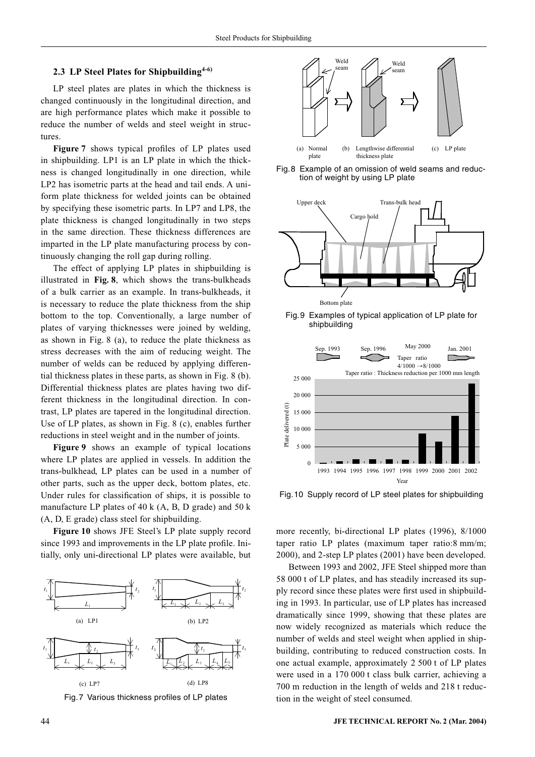### 2.3 LP Steel Plates for Shipbuilding[4-6]

LP steel plates are plates in which the thickness is changed continuously in the longitudinal direction, and are high performance plates which make it possible to reduce the number of welds and steel weight in structures.

**Figure 7** shows typical profiles of LP plates used in shipbuilding. LP1 is an LP plate in which the thickness is changed longitudinally in one direction, while LP2 has isometric parts at the head and tail ends. A uniform plate thickness for welded joints can be obtained by specifying these isometric parts. In LP7 and LP8, the plate thickness is changed longitudinally in two steps in the same direction. These thickness differences are imparted in the LP plate manufacturing process by continuously changing the roll gap during rolling.

The effect of applying LP plates in shipbuilding is illustrated in **Fig. 8**, which shows the trans-bulkheads of a bulk carrier as an example. In trans-bulkheads, it is necessary to reduce the plate thickness from the ship bottom to the top. Conventionally, a large number of plates of varying thicknesses were joined by welding, as shown in Fig. 8 (a), to reduce the plate thickness as stress decreases with the aim of reducing weight. The number of welds can be reduced by applying differential thickness plates in these parts, as shown in Fig. 8 (b). Differential thickness plates are plates having two different thickness in the longitudinal direction. In contrast, LP plates are tapered in the longitudinal direction. Use of LP plates, as shown in Fig. 8 (c), enables further reductions in steel weight and in the number of joints.

**Figure 9** shows an example of typical locations where LP plates are applied in vessels. In addition the trans-bulkhead, LP plates can be used in a number of other parts, such as the upper deck, bottom plates, etc. Under rules for classification of ships, it is possible to manufacture LP plates of 40 k (A, B, D grade) and 50 k (A, D, E grade) class steel for shipbuilding.

**Figure 10** shows JFE Steel's LP plate supply record since 1993 and improvements in the LP plate profile. Initially, only uni-directional LP plates were available, but more recently, bi-directional LP plates (1996), 8/1000 taper ratio LP plates (maximum taper ratio:8 mm/m; 2000), and 2-step LP plates (2001) have been developed.

Fig. 7 Various thickness profiles of LP plates

Fig. 8 Example of an omission of weld seams and reduction of weight by using LP plate

Fig. 9 Examples of typical application of LP plate for shipbuilding

Fig. 10 Supply record of LP steel plates for shipbuilding

Between 1993 and 2002, JFE Steel shipped more than 58 000 t of LP plates, and has steadily increased its supply record since these plates were first used in shipbuilding in 1993. In particular, use of LP plates has increased dramatically since 1999, showing that these plates are now widely recognized as materials which reduce the number of welds and steel weight when applied in shipbuilding, contributing to reduced construction costs. In one actual example, approximately 2 500 t of LP plates were used in a 170 000 t class bulk carrier, achieving a 700 m reduction in the length of welds and 218 t reduction in the weight of steel consumed.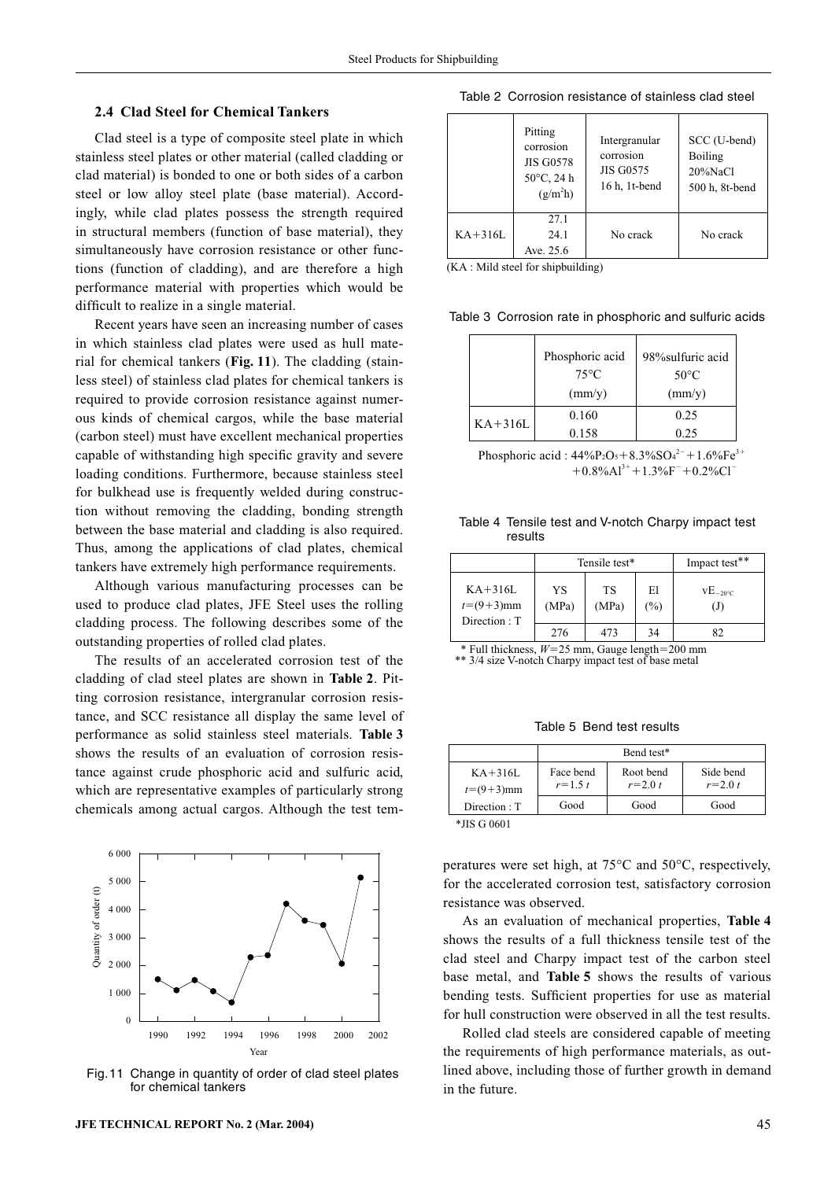## 2.4 Clad Steel for Chemical Tankers

Clad steel is a type of composite steel plate in which stainless steel plates or other material (called cladding or clad material) is bonded to one or both sides of a carbon steel or low alloy steel plate (base material). Accordingly, while clad plates possess the strength required in structural members (function of base material), they simultaneously have corrosion resistance or other functions (function of cladding), and are therefore a high performance material with properties which would be difficult to realize in a single material.

Recent years have seen an increasing number of cases in which stainless clad plates were used as hull material for chemical tankers (**Fig. 11**). The cladding (stainless steel) of stainless clad plates for chemical tankers is required to provide corrosion resistance against numerous kinds of chemical cargos, while the base material (carbon steel) must have excellent mechanical properties capable of withstanding high specific gravity and severe loading conditions. Furthermore, because stainless steel for bulkhead use is frequently welded during construction without removing the cladding, bonding strength between the base material and cladding is also required. Thus, among the applications of clad plates, chemical tankers have extremely high performance requirements.

Although various manufacturing processes can be used to produce clad plates, JFE Steel uses the rolling cladding process. The following describes some of the outstanding properties of rolled clad plates.

The results of an accelerated corrosion test of the cladding of clad steel plates are shown in **Table 2**. Pitting corrosion resistance, intergranular corrosion resistance, and SCC resistance all display the same level of performance as solid stainless steel materials. **Table 3** shows the results of an evaluation of corrosion resistance against crude phosphoric acid and sulfuric acid, which are representative examples of particularly strong chemicals among actual cargos. Although the test temperatures were set high, at 75°C and 50°C, respectively, for the accelerated corrosion test, satisfactory corrosion resistance was observed.

Fig. 11 Change in quantity of order of clad steel plates for chemical tankers

As an evaluation of mechanical properties, **Table 4** shows the results of a full thickness tensile test of the clad steel and Charpy impact test of the carbon steel base metal, and **Table 5** shows the results of various bending tests. Sufficient properties for use as material for hull construction were observed in all the test results.

Rolled clad steels are considered capable of meeting the requirements of high performance materials, as outlined above, including those of further growth in demand in the future.

Table 2 Corrosion resistance of stainless clad steel

| | Pitting corrosion JIS G0578 50°C, 24 h (g/m²h) | Intergranular corrosion JIS G0575 16 h, 1t-bend | SCC (U-bend) Boiling 20%NaCl 500 h, 8t-bend |
|---|---|---|---|
| KA+316L | 27.1<br>24.1<br>Ave. 25.6 | No crack | No crack |

(KA : Mild steel for shipbuilding)

Table 3 Corrosion rate in phosphoric and sulfuric acids

| | Phosphoric acid 75°C (mm/y) | 98%sulfuric acid 50°C (mm/y) |
|---|---|---|
| KA+316L | 0.160<br>0.158 | 0.25<br>0.25 |

Phosphoric acid : $44\%P_2O_5+8.3\%SO_4^{2-}+1.6\%Fe^{3+}+0.8\%Al^{3+}+1.3\%F^-+0.2\%Cl^-$

Table 4 Tensile test and V-notch Charpy impact test results

| | Tensile test* | | | Impact test** |
|---|---|---|---|---|
| KA+316L<br>$t$=(9+3)mm<br>Direction : T | YS (MPa) | TS (MPa) | El (%) | $vE_{-20°C}$ (J) |
| | 276 | 473 | 34 | 82 |

\* Full thickness, $W$=25 mm, Gauge length=200 mm
\*\* 3/4 size V-notch Charpy impact test of base metal

Table 5 Bend test results

| | Bend test* | | |
|---|---|---|---|
| KA+316L<br>$t$=(9+3)mm | Face bend $r$=1.5 $t$ | Root bend $r$=2.0 $t$ | Side bend $r$=2.0 $t$ |
| Direction : T | Good | Good | Good |

\*JIS G 0601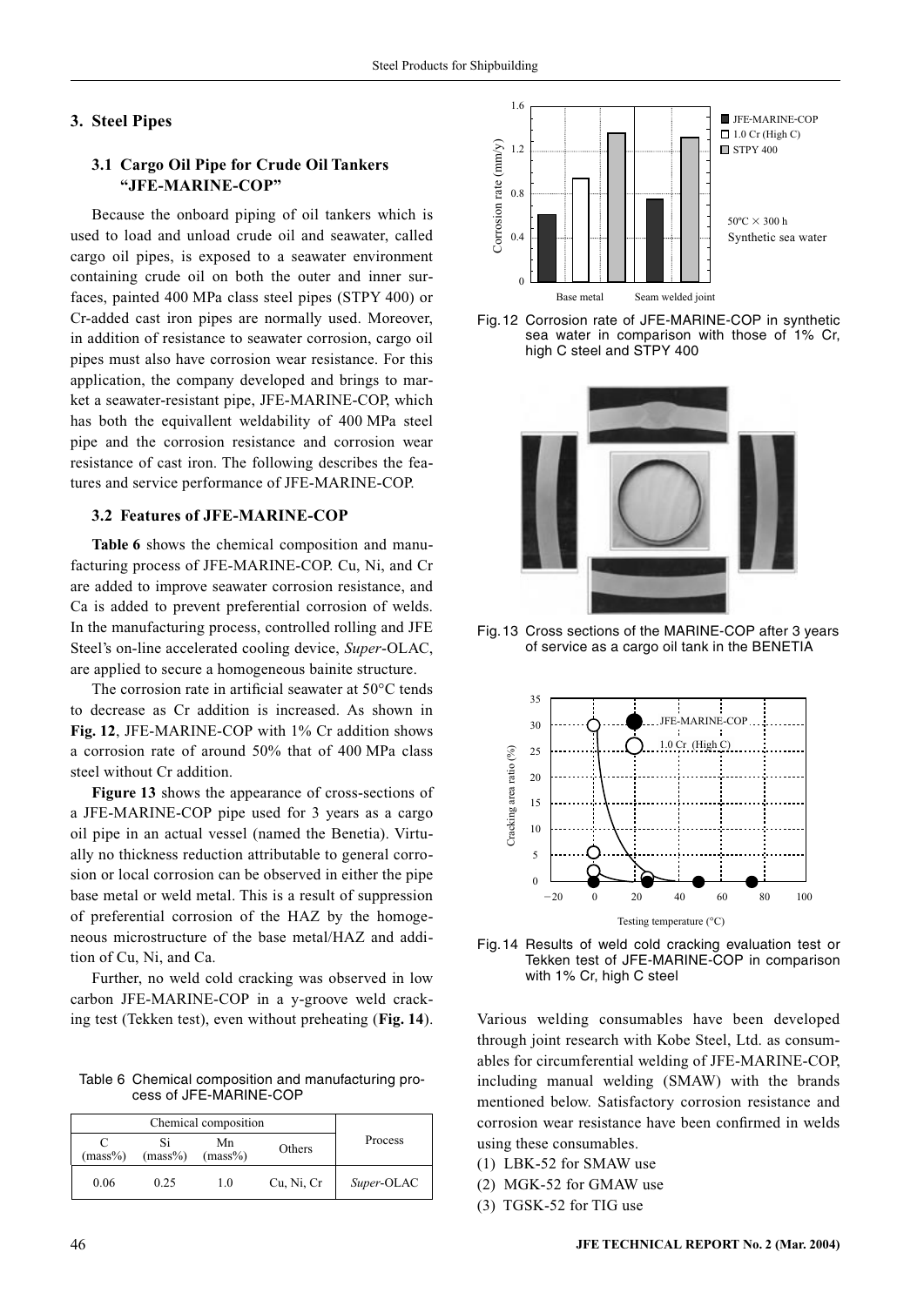## 3. Steel Pipes

### 3.1 Cargo Oil Pipe for Crude Oil Tankers "JFE-MARINE-COP"

Because the onboard piping of oil tankers which is used to load and unload crude oil and seawater, called cargo oil pipes, is exposed to a seawater environment containing crude oil on both the outer and inner surfaces, painted 400 MPa class steel pipes (STPY 400) or Cr-added cast iron pipes are normally used. Moreover, in addition of resistance to seawater corrosion, cargo oil pipes must also have corrosion wear resistance. For this application, the company developed and brings to market a seawater-resistant pipe, JFE-MARINE-COP, which has both the equivallent weldability of 400 MPa steel pipe and the corrosion resistance and corrosion wear resistance of cast iron. The following describes the features and service performance of JFE-MARINE-COP.

### 3.2 Features of JFE-MARINE-COP

**Table 6** shows the chemical composition and manufacturing process of JFE-MARINE-COP. Cu, Ni, and Cr are added to improve seawater corrosion resistance, and Ca is added to prevent preferential corrosion of welds. In the manufacturing process, controlled rolling and JFE Steel's on-line accelerated cooling device, *Super*-OLAC, are applied to secure a homogeneous bainite structure.

The corrosion rate in artificial seawater at 50°C tends to decrease as Cr addition is increased. As shown in **Fig. 12**, JFE-MARINE-COP with 1% Cr addition shows a corrosion rate of around 50% that of 400 MPa class steel without Cr addition.

**Figure 13** shows the appearance of cross-sections of a JFE-MARINE-COP pipe used for 3 years as a cargo oil pipe in an actual vessel (named the Benetia). Virtually no thickness reduction attributable to general corrosion or local corrosion can be observed in either the pipe base metal or weld metal. This is a result of suppression of preferential corrosion of the HAZ by the homogeneous microstructure of the base metal/HAZ and addition of Cu, Ni, and Ca.

Further, no weld cold cracking was observed in low carbon JFE-MARINE-COP in a y-groove weld cracking test (Tekken test), even without preheating (**Fig. 14**).

Table 6 Chemical composition and manufacturing process of JFE-MARINE-COP

| Chemical composition | | | | Process |
|---|---|---|---|---|
| C (mass%) | Si (mass%) | Mn (mass%) | Others | |
| 0.06 | 0.25 | 1.0 | Cu, Ni, Cr | *Super*-OLAC |

Fig. 12 Corrosion rate of JFE-MARINE-COP in synthetic sea water in comparison with those of 1% Cr, high C steel and STPY 400

Fig. 13 Cross sections of the MARINE-COP after 3 years of service as a cargo oil tank in the BENETIA

Fig. 14 Results of weld cold cracking evaluation test or Tekken test of JFE-MARINE-COP in comparison with 1% Cr, high C steel

Various welding consumables have been developed through joint research with Kobe Steel, Ltd. as consumables for circumferential welding of JFE-MARINE-COP, including manual welding (SMAW) with the brands mentioned below. Satisfactory corrosion resistance and corrosion wear resistance have been confirmed in welds using these consumables.

(1) LBK-52 for SMAW use
(2) MGK-52 for GMAW use
(3) TGSK-52 for TIG use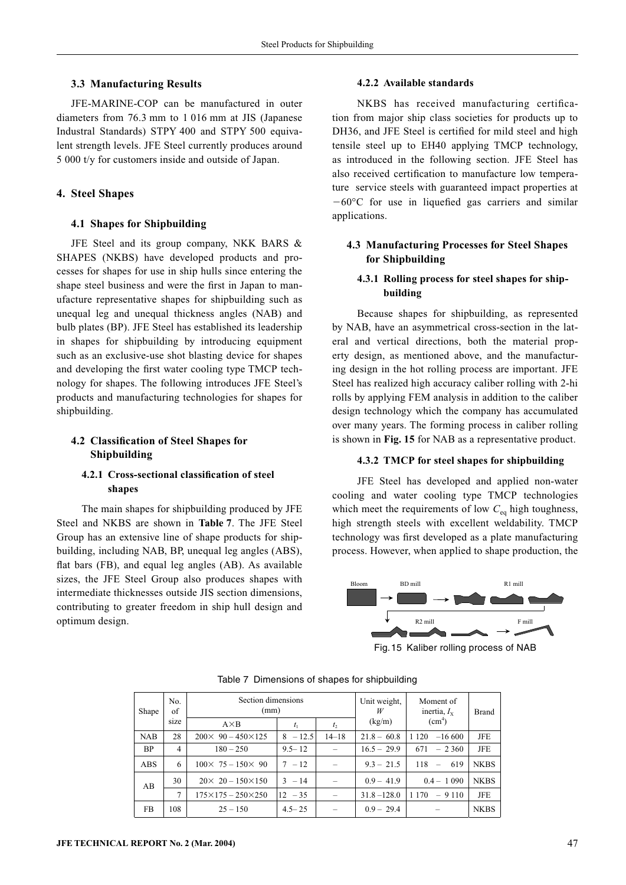### 3.3 Manufacturing Results

JFE-MARINE-COP can be manufactured in outer diameters from 76.3 mm to 1 016 mm at JIS (Japanese Industrial Standards) STPY 400 and STPY 500 equivalent strength levels. JFE Steel currently produces around 5 000 t/y for customers inside and outside of Japan.

## 4. Steel Shapes

### 4.1 Shapes for Shipbuilding

JFE Steel and its group company, NKK BARS & SHAPES (NKBS) have developed products and processes for shapes for use in ship hulls since entering the shape steel business and were the first in Japan to manufacture representative shapes for shipbuilding such as unequal leg and unequal thickness angles (NAB) and bulb plates (BP). JFE Steel has established its leadership in shapes for shipbuilding by introducing equipment such as an exclusive-use shot blasting device for shapes and developing the first water cooling type TMCP technology for shapes. The following introduces JFE Steel's products and manufacturing technologies for shapes for shipbuilding.

### 4.2 Classification of Steel Shapes for Shipbuilding

#### 4.2.1 Cross-sectional classification of steel shapes

The main shapes for shipbuilding produced by JFE Steel and NKBS are shown in **Table 7**. The JFE Steel Group has an extensive line of shape products for shipbuilding, including NAB, BP, unequal leg angles (ABS), flat bars (FB), and equal leg angles (AB). As available sizes, the JFE Steel Group also produces shapes with intermediate thicknesses outside JIS section dimensions, contributing to greater freedom in ship hull design and optimum design.

#### 4.2.2 Available standards

NKBS has received manufacturing certification from major ship class societies for products up to DH36, and JFE Steel is certified for mild steel and high tensile steel up to EH40 applying TMCP technology, as introduced in the following section. JFE Steel has also received certification to manufacture low temperature service steels with guaranteed impact properties at −60°C for use in liquefied gas carriers and similar applications.

### 4.3 Manufacturing Processes for Steel Shapes for Shipbuilding

#### 4.3.1 Rolling process for steel shapes for shipbuilding

Because shapes for shipbuilding, as represented by NAB, have an asymmetrical cross-section in the lateral and vertical directions, both the material property design, as mentioned above, and the manufacturing design in the hot rolling process are important. JFE Steel has realized high accuracy caliber rolling with 2-hi rolls by applying FEM analysis in addition to the caliber design technology which the company has accumulated over many years. The forming process in caliber rolling is shown in **Fig. 15** for NAB as a representative product.

#### 4.3.2 TMCP for steel shapes for shipbuilding

JFE Steel has developed and applied non-water cooling and water cooling type TMCP technologies which meet the requirements of low $C_{eq}$ high toughness, high strength steels with excellent weldability. TMCP technology was first developed as a plate manufacturing process. However, when applied to shape production, the

Bloom → BD mill → R1 mill → R2 mill → F mill

Fig. 15 Kaliber rolling process of NAB

Table 7 Dimensions of shapes for shipbuilding

| Shape | No. of size | Section dimensions (mm) | | | Unit weight, $W$ (kg/m) | Moment of inertia, $I_X$ (cm$^4$) | Brand |
|---|---|---|---|---|---|---|---|
| | | A×B | $t_1$ | $t_2$ | | | |
| NAB | 28 | 200× 90 – 450×125 | 8 – 12.5 | 14–18 | 21.8 – 60.8 | 1 120 – 16 600 | JFE |
| BP | 4 | 180 – 250 | 9.5– 12 | – | 16.5 – 29.9 | 671 – 2 360 | JFE |
| ABS | 6 | 100× 75 – 150× 90 | 7 – 12 | – | 9.3 – 21.5 | 118 – 619 | NKBS |
| AB | 30 | 20× 20 – 150×150 | 3 – 14 | – | 0.9 – 41.9 | 0.4 – 1 090 | NKBS |
| | 7 | 175×175 – 250×250 | 12 – 35 | – | 31.8 –128.0 | 1 170 – 9 110 | JFE |
| FB | 108 | 25 – 150 | 4.5– 25 | – | 0.9 – 29.4 | – | NKBS |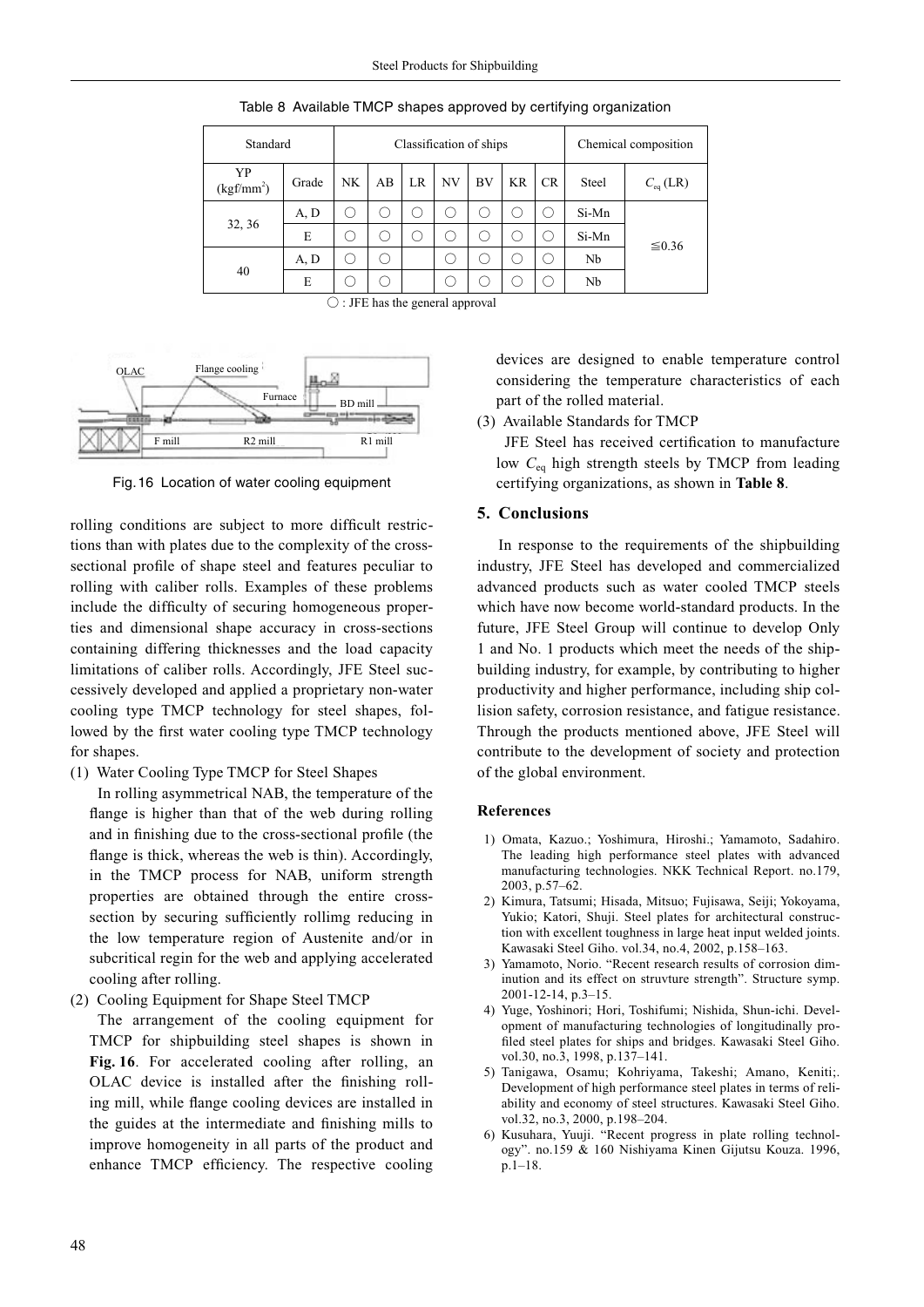Table 8 Available TMCP shapes approved by certifying organization

| Standard | | Classification of ships | | | | | | | Chemical composition | |
|---|---|---|---|---|---|---|---|---|---|---|
| YP ($kgf/mm^2$) | Grade | NK | AB | LR | NV | BV | KR | CR | Steel | $C_{eq}$ (LR) |
| 32, 36 | A, D | ○ | ○ | ○ | ○ | ○ | ○ | ○ | Si-Mn | ≦0.36 |
| | E | ○ | ○ | ○ | ○ | ○ | ○ | ○ | Si-Mn | |
| 40 | A, D | ○ | ○ | | ○ | ○ | ○ | ○ | Nb | |
| | E | ○ | ○ | | ○ | ○ | ○ | ○ | Nb | |

○ : JFE has the general approval

OLAC
Flange cooling
Furnace
BD mill
F mill
R2 mill
R1 mill

Fig. 16 Location of water cooling equipment

rolling conditions are subject to more difficult restrictions than with plates due to the complexity of the cross-sectional profile of shape steel and features peculiar to rolling with caliber rolls. Examples of these problems include the difficulty of securing homogeneous properties and dimensional shape accuracy in cross-sections containing differing thicknesses and the load capacity limitations of caliber rolls. Accordingly, JFE Steel successively developed and applied a proprietary non-water cooling type TMCP technology for steel shapes, followed by the first water cooling type TMCP technology for shapes.

(1) Water Cooling Type TMCP for Steel Shapes

In rolling asymmetrical NAB, the temperature of the flange is higher than that of the web during rolling and in finishing due to the cross-sectional profile (the flange is thick, whereas the web is thin). Accordingly, in the TMCP process for NAB, uniform strength properties are obtained through the entire cross-section by securing sufficiently rollimg reducing in the low temperature region of Austenite and/or in subcritical regin for the web and applying accelerated cooling after rolling.

(2) Cooling Equipment for Shape Steel TMCP

The arrangement of the cooling equipment for TMCP for shipbuilding steel shapes is shown in **Fig. 16**. For accelerated cooling after rolling, an OLAC device is installed after the finishing rolling mill, while flange cooling devices are installed in the guides at the intermediate and finishing mills to improve homogeneity in all parts of the product and enhance TMCP efficiency. The respective cooling devices are designed to enable temperature control considering the temperature characteristics of each part of the rolled material.

(3) Available Standards for TMCP

JFE Steel has received certification to manufacture low $C_{eq}$ high strength steels by TMCP from leading certifying organizations, as shown in **Table 8**.

## 5. Conclusions

In response to the requirements of the shipbuilding industry, JFE Steel has developed and commercialized advanced products such as water cooled TMCP steels which have now become world-standard products. In the future, JFE Steel Group will continue to develop Only 1 and No. 1 products which meet the needs of the shipbuilding industry, for example, by contributing to higher productivity and higher performance, including ship collision safety, corrosion resistance, and fatigue resistance. Through the products mentioned above, JFE Steel will contribute to the development of society and protection of the global environment.

### References

1) Omata, Kazuo.; Yoshimura, Hiroshi.; Yamamoto, Sadahiro. The leading high performance steel plates with advanced manufacturing technologies. NKK Technical Report. no.179, 2003, p.57–62.
2) Kimura, Tatsumi; Hisada, Mitsuo; Fujisawa, Seiji; Yokoyama, Yukio; Katori, Shuji. Steel plates for architectural construction with excellent toughness in large heat input welded joints. Kawasaki Steel Giho. vol.34, no.4, 2002, p.158–163.
3) Yamamoto, Norio. "Recent research results of corrosion diminution and its effect on struvture strength". Structure symp. 2001-12-14, p.3–15.
4) Yuge, Yoshinori; Hori, Toshifumi; Nishida, Shun-ichi. Development of manufacturing technologies of longitudinally profiled steel plates for ships and bridges. Kawasaki Steel Giho. vol.30, no.3, 1998, p.137–141.
5) Tanigawa, Osamu; Kohriyama, Takeshi; Amano, Keniti;. Development of high performance steel plates in terms of reliability and economy of steel structures. Kawasaki Steel Giho. vol.32, no.3, 2000, p.198–204.
6) Kusuhara, Yuuji. "Recent progress in plate rolling technology". no.159 & 160 Nishiyama Kinen Gijutsu Kouza. 1996, p.1–18.